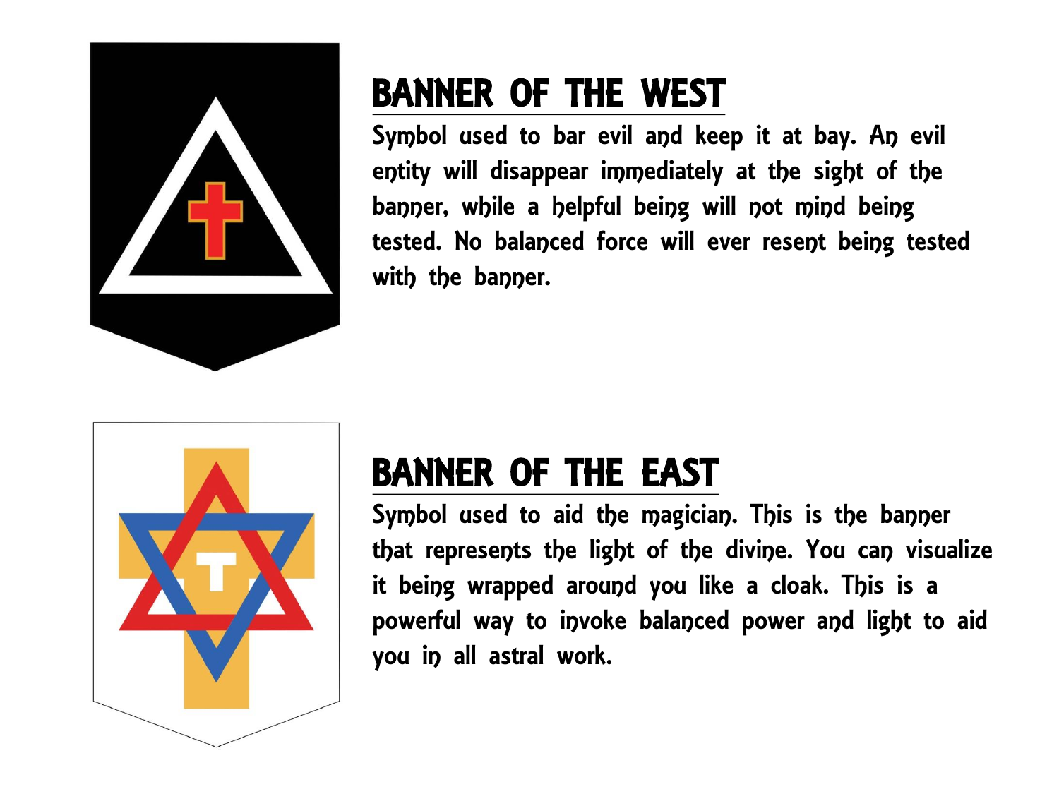## BANNER OF THE WEST

Symbol used to bar evil and keep it at bay. An evil entity will disappear immediately at the sight of the banner, while a helpful being will not mind being tested. No balanced force will ever resent being tested with the banner.

## BANNER OF THE EAST

Symbol used to aid the magician. This is the banner that represents the light of the divine. You can visualize it being wrapped around you like a cloak. This is a powerful way to invoke balanced power and light to aid you in all astral work.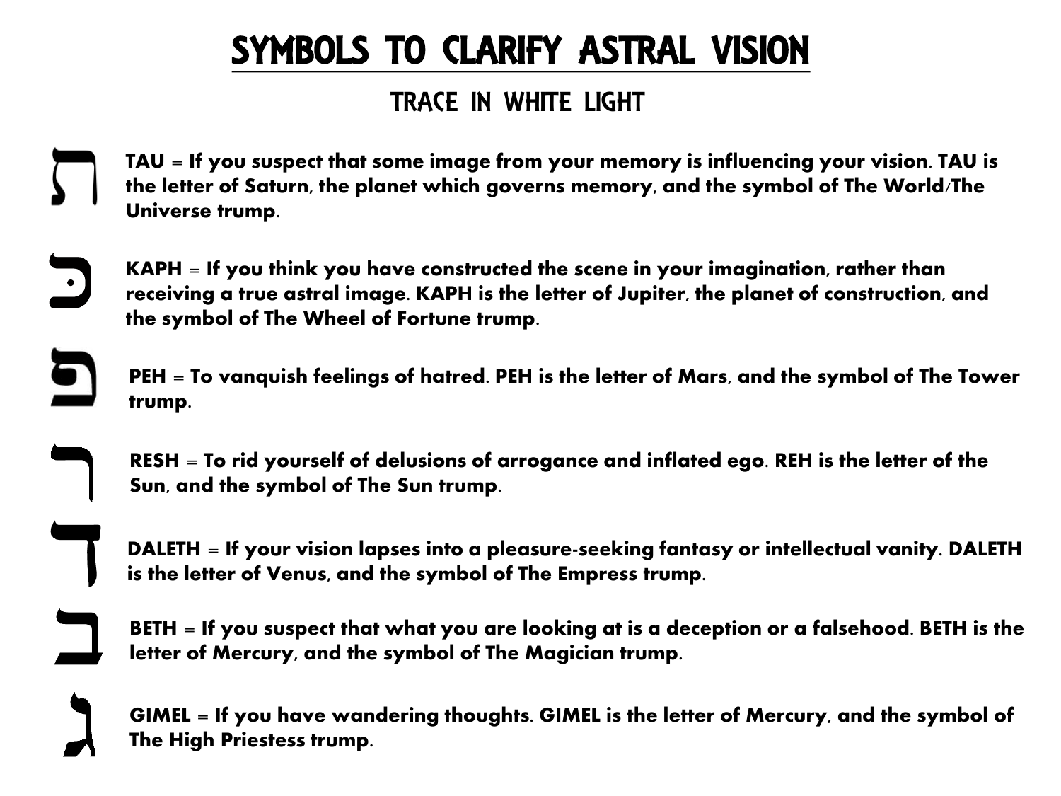# SYMBOLS TO CLARIFY ASTRAL VISION

## TRACE IN WHITE LIGHT

ת **TAU = If you suspect that some image from your memory is influencing your vision. TAU is the letter of Saturn, the planet which governs memory, and the symbol of The World/The Universe trump.**

כּ **KAPH = If you think you have constructed the scene in your imagination, rather than receiving a true astral image. KAPH is the letter of Jupiter, the planet of construction, and the symbol of The Wheel of Fortune trump.**

פּ **PEH = To vanquish feelings of hatred. PEH is the letter of Mars, and the symbol of The Tower trump.**

ר **RESH = To rid yourself of delusions of arrogance and inflated ego. REH is the letter of the Sun, and the symbol of The Sun trump.**

ד **DALETH = If your vision lapses into a pleasure-seeking fantasy or intellectual vanity. DALETH is the letter of Venus, and the symbol of The Empress trump.**

ב **BETH = If you suspect that what you are looking at is a deception or a falsehood. BETH is the letter of Mercury, and the symbol of The Magician trump.**

ג **GIMEL = If you have wandering thoughts. GIMEL is the letter of Mercury, and the symbol of The High Priestess trump.**